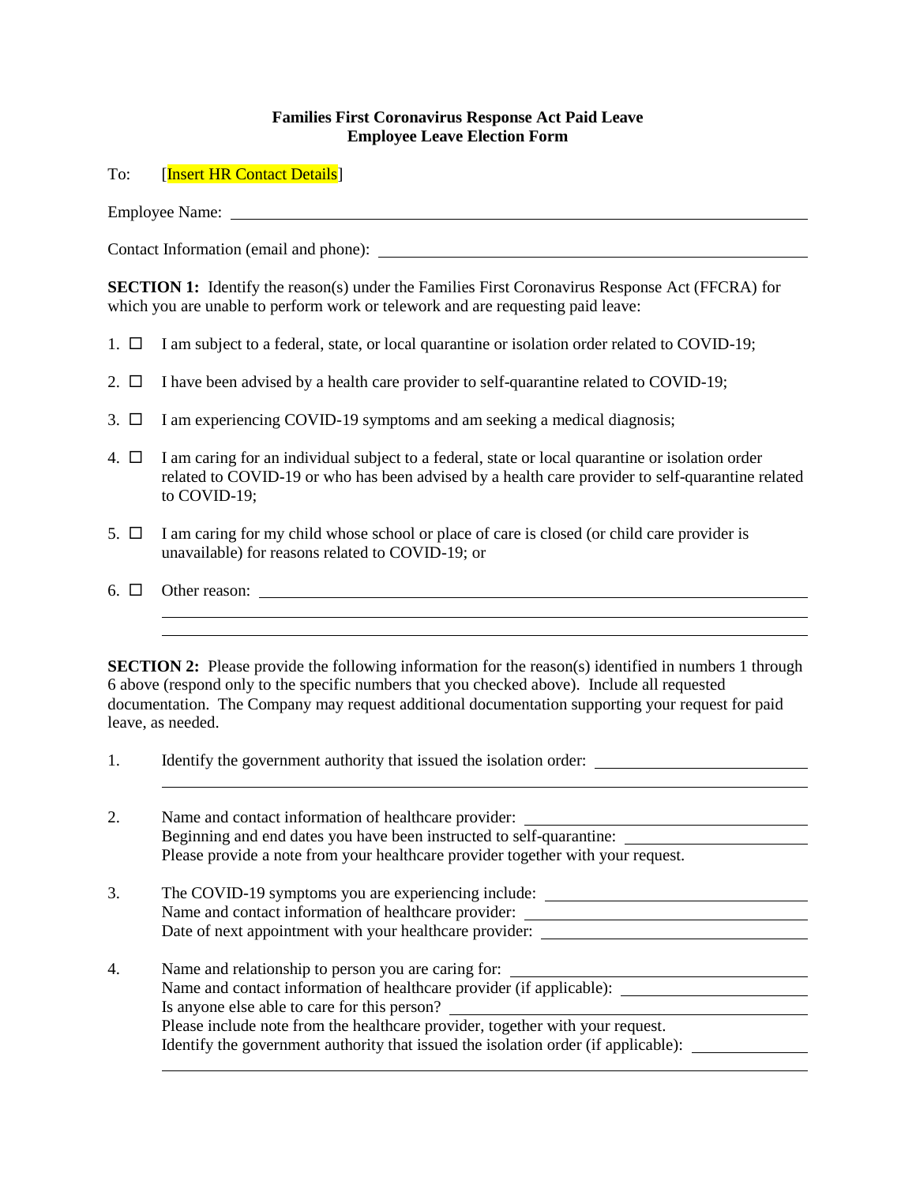**Families First Coronavirus Response Act Paid Leave**
**Employee Leave Election Form**

To: [Insert HR Contact Details]

Employee Name: ______________________________

Contact Information (email and phone): ______________________________

**SECTION 1:** Identify the reason(s) under the Families First Coronavirus Response Act (FFCRA) for which you are unable to perform work or telework and are requesting paid leave:

1. ☐ I am subject to a federal, state, or local quarantine or isolation order related to COVID-19;

2. ☐ I have been advised by a health care provider to self-quarantine related to COVID-19;

3. ☐ I am experiencing COVID-19 symptoms and am seeking a medical diagnosis;

4. ☐ I am caring for an individual subject to a federal, state or local quarantine or isolation order related to COVID-19 or who has been advised by a health care provider to self-quarantine related to COVID-19;

5. ☐ I am caring for my child whose school or place of care is closed (or child care provider is unavailable) for reasons related to COVID-19; or

6. ☐ Other reason: ______________________________

**SECTION 2:** Please provide the following information for the reason(s) identified in numbers 1 through 6 above (respond only to the specific numbers that you checked above). Include all requested documentation. The Company may request additional documentation supporting your request for paid leave, as needed.

1. Identify the government authority that issued the isolation order: ______________________________

2. Name and contact information of healthcare provider: ______________________________
   Beginning and end dates you have been instructed to self-quarantine: ______________________________
   Please provide a note from your healthcare provider together with your request.

3. The COVID-19 symptoms you are experiencing include: ______________________________
   Name and contact information of healthcare provider: ______________________________
   Date of next appointment with your healthcare provider: ______________________________

4. Name and relationship to person you are caring for: ______________________________
   Name and contact information of healthcare provider (if applicable): ______________________________
   Is anyone else able to care for this person? ______________________________
   Please include note from the healthcare provider, together with your request.
   Identify the government authority that issued the isolation order (if applicable): ______________________________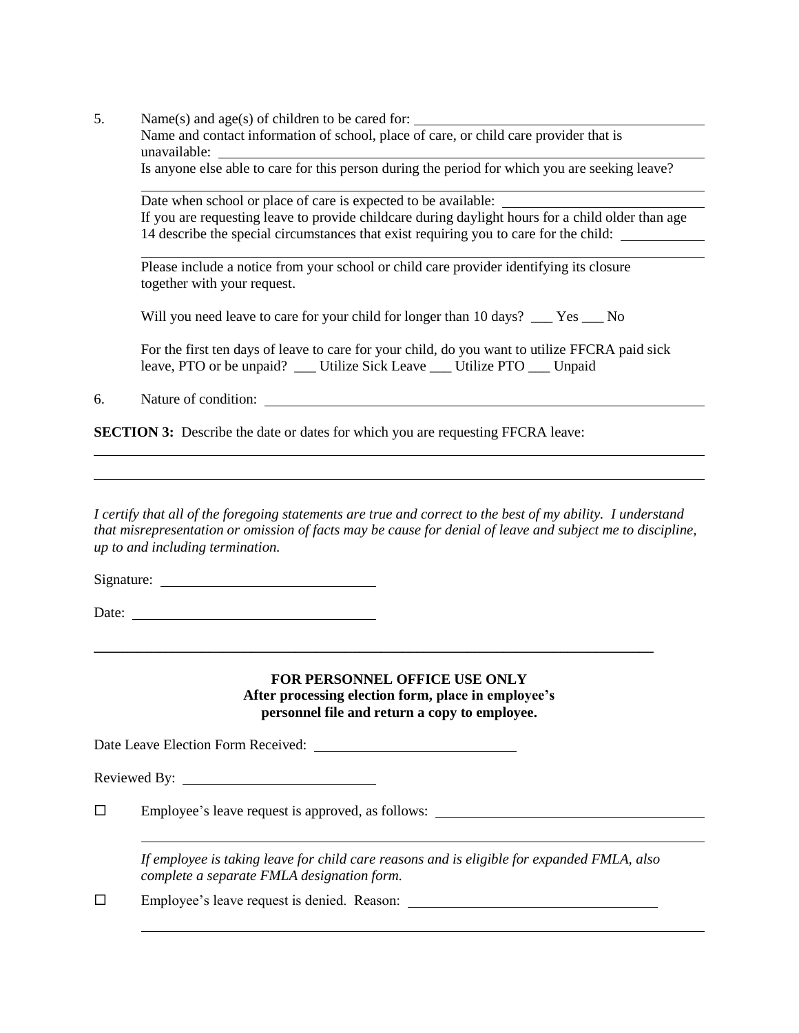5. Name(s) and age(s) of children to be cared for: \_\_\_\_\_\_\_\_\_\_\_\_\_\_\_\_\_\_\_\_\_\_\_\_

   Name and contact information of school, place of care, or child care provider that is unavailable: \_\_\_\_\_\_\_\_\_\_\_\_\_\_\_\_\_\_\_\_\_\_\_\_

   Is anyone else able to care for this person during the period for which you are seeking leave?

   \_\_\_\_\_\_\_\_\_\_\_\_\_\_\_\_\_\_\_\_\_\_\_\_

   Date when school or place of care is expected to be available: \_\_\_\_\_\_\_\_\_\_\_\_\_\_\_\_\_\_\_\_\_\_\_\_

   If you are requesting leave to provide childcare during daylight hours for a child older than age 14 describe the special circumstances that exist requiring you to care for the child: \_\_\_\_\_\_\_\_\_\_\_\_

   \_\_\_\_\_\_\_\_\_\_\_\_\_\_\_\_\_\_\_\_\_\_\_\_

   Please include a notice from your school or child care provider identifying its closure together with your request.

   Will you need leave to care for your child for longer than 10 days? \_\_\_ Yes \_\_\_ No

   For the first ten days of leave to care for your child, do you want to utilize FFCRA paid sick leave, PTO or be unpaid? \_\_\_ Utilize Sick Leave \_\_\_ Utilize PTO \_\_\_ Unpaid

6. Nature of condition: \_\_\_\_\_\_\_\_\_\_\_\_\_\_\_\_\_\_\_\_\_\_\_\_

**SECTION 3:** Describe the date or dates for which you are requesting FFCRA leave:

\_\_\_\_\_\_\_\_\_\_\_\_\_\_\_\_\_\_\_\_\_\_\_\_

\_\_\_\_\_\_\_\_\_\_\_\_\_\_\_\_\_\_\_\_\_\_\_\_

*I certify that all of the foregoing statements are true and correct to the best of my ability. I understand that misrepresentation or omission of facts may be cause for denial of leave and subject me to discipline, up to and including termination.*

Signature: \_\_\_\_\_\_\_\_\_\_\_\_\_\_\_\_\_\_\_\_\_\_\_\_

Date: \_\_\_\_\_\_\_\_\_\_\_\_\_\_\_\_\_\_\_\_\_\_\_\_

---

**FOR PERSONNEL OFFICE USE ONLY**
**After processing election form, place in employee's personnel file and return a copy to employee.**

Date Leave Election Form Received: \_\_\_\_\_\_\_\_\_\_\_\_\_\_\_\_\_\_\_\_\_\_\_\_

Reviewed By: \_\_\_\_\_\_\_\_\_\_\_\_\_\_\_\_\_\_\_\_\_\_\_\_

☐ Employee's leave request is approved, as follows: \_\_\_\_\_\_\_\_\_\_\_\_\_\_\_\_\_\_\_\_\_\_\_\_

\_\_\_\_\_\_\_\_\_\_\_\_\_\_\_\_\_\_\_\_\_\_\_\_

*If employee is taking leave for child care reasons and is eligible for expanded FMLA, also complete a separate FMLA designation form.*

☐ Employee's leave request is denied. Reason: \_\_\_\_\_\_\_\_\_\_\_\_\_\_\_\_\_\_\_\_\_\_\_\_

\_\_\_\_\_\_\_\_\_\_\_\_\_\_\_\_\_\_\_\_\_\_\_\_